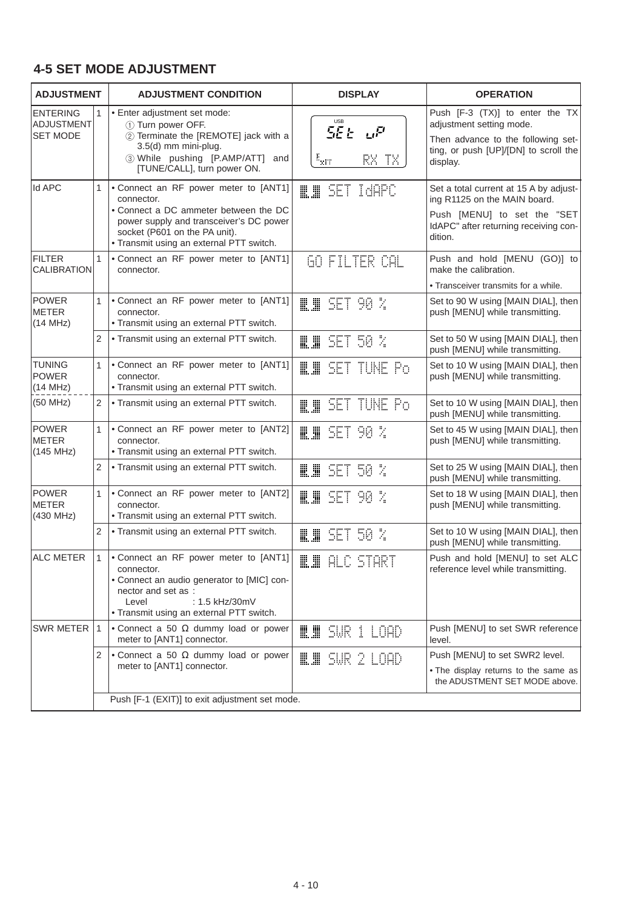## 4-5 SET MODE ADJUSTMENT

| ADJUSTMENT | | ADJUSTMENT CONDITION | DISPLAY | OPERATION |
|---|---|---|---|---|
| ENTERING ADJUSTMENT SET MODE | 1 | • Enter adjustment set mode:<br>① Turn power OFF.<br>② Terminate the [REMOTE] jack with a 3.5(d) mm mini-plug.<br>③ While pushing [P.AMP/ATT] and [TUNE/CALL], turn power ON. | USB SEt uP RX TX | Push [F-3 (TX)] to enter the TX adjustment setting mode.<br>Then advance to the following setting, or push [UP]/[DN] to scroll the display. |
| Id APC | 1 | • Connect an RF power meter to [ANT1] connector.<br>• Connect a DC ammeter between the DC power supply and transceiver's DC power socket (P601 on the PA unit).<br>• Transmit using an external PTT switch. | SET IdAPC | Set a total current at 15 A by adjusting R1125 on the MAIN board.<br>Push [MENU] to set the "SET IdAPC" after returning receiving condition. |
| FILTER CALIBRATION | 1 | • Connect an RF power meter to [ANT1] connector. | GO FILTER CAL | Push and hold [MENU (GO)] to make the calibration.<br>• Transceiver transmits for a while. |
| POWER METER (14 MHz) | 1 | • Connect an RF power meter to [ANT1] connector.<br>• Transmit using an external PTT switch. | SET 90 % | Set to 90 W using [MAIN DIAL], then push [MENU] while transmitting. |
| | 2 | • Transmit using an external PTT switch. | SET 50 % | Set to 50 W using [MAIN DIAL], then push [MENU] while transmitting. |
| TUNING POWER (14 MHz) | 1 | • Connect an RF power meter to [ANT1] connector.<br>• Transmit using an external PTT switch. | SET TUNE Po | Set to 10 W using [MAIN DIAL], then push [MENU] while transmitting. |
| (50 MHz) | 2 | • Transmit using an external PTT switch. | SET TUNE Po | Set to 10 W using [MAIN DIAL], then push [MENU] while transmitting. |
| POWER METER (145 MHz) | 1 | • Connect an RF power meter to [ANT2] connector.<br>• Transmit using an external PTT switch. | SET 90 % | Set to 45 W using [MAIN DIAL], then push [MENU] while transmitting. |
| | 2 | • Transmit using an external PTT switch. | SET 50 % | Set to 25 W using [MAIN DIAL], then push [MENU] while transmitting. |
| POWER METER (430 MHz) | 1 | • Connect an RF power meter to [ANT2] connector.<br>• Transmit using an external PTT switch. | SET 90 % | Set to 18 W using [MAIN DIAL], then push [MENU] while transmitting. |
| | 2 | • Transmit using an external PTT switch. | SET 50 % | Set to 10 W using [MAIN DIAL], then push [MENU] while transmitting. |
| ALC METER | 1 | • Connect an RF power meter to [ANT1] connector.<br>• Connect an audio generator to [MIC] connector and set as :<br>Level : 1.5 kHz/30mV<br>• Transmit using an external PTT switch. | ALC START | Push and hold [MENU] to set ALC reference level while transmitting. |
| SWR METER | 1 | • Connect a 50 Ω dummy load or power meter to [ANT1] connector. | SWR 1 LOAD | Push [MENU] to set SWR reference level. |
| | 2 | • Connect a 50 Ω dummy load or power meter to [ANT1] connector. | SWR 2 LOAD | Push [MENU] to set SWR2 level.<br>• The display returns to the same as the ADUSTMENT SET MODE above. |
| | | Push [F-1 (EXIT)] to exit adjustment set mode. | | |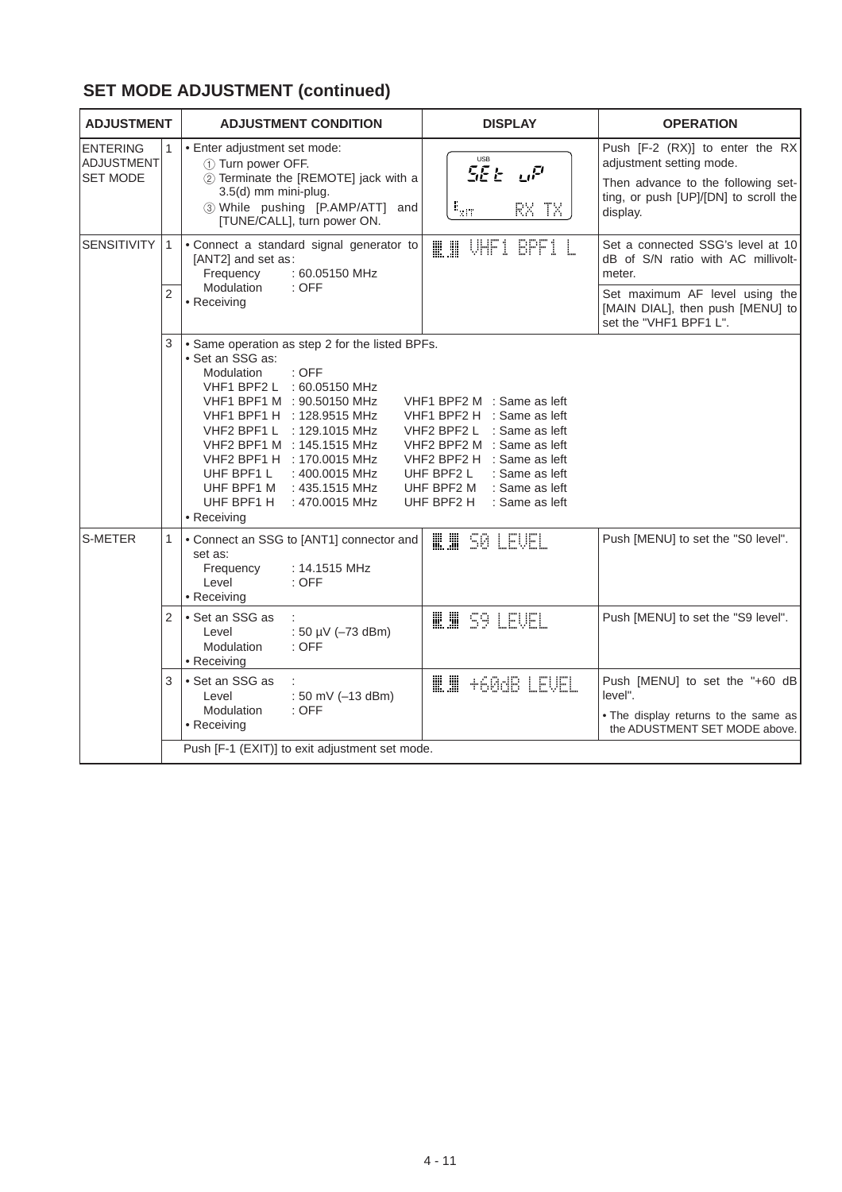## SET MODE ADJUSTMENT (continued)

| ADJUSTMENT | | ADJUSTMENT CONDITION | DISPLAY | OPERATION |
|---|---|---|---|---|
| ENTERING ADJUSTMENT SET MODE | 1 | • Enter adjustment set mode: ① Turn power OFF. ② Terminate the [REMOTE] jack with a 3.5(d) mm mini-plug. ③ While pushing [P.AMP/ATT] and [TUNE/CALL], turn power ON. | USB SEt uP RX TX | Push [F-2 (RX)] to enter the RX adjustment setting mode. Then advance to the following setting, or push [UP]/[DN] to scroll the display. |
| SENSITIVITY | 1 | • Connect a standard signal generator to [ANT2] and set as: Frequency : 60.05150 MHz Modulation : OFF • Receiving | VHF1 BPF1 L | Set a connected SSG's level at 10 dB of S/N ratio with AC millivoltmeter. |
| | 2 | | | Set maximum AF level using the [MAIN DIAL], then push [MENU] to set the "VHF1 BPF1 L". |
| | 3 | • Same operation as step 2 for the listed BPFs. • Set an SSG as: Modulation : OFF VHF1 BPF2 L : 60.05150 MHz VHF1 BPF1 M : 90.50150 MHz VHF1 BPF2 M : Same as left VHF1 BPF1 H : 128.9515 MHz VHF1 BPF2 H : Same as left VHF2 BPF1 L : 129.1015 MHz VHF2 BPF2 L : Same as left VHF2 BPF1 M : 145.1515 MHz VHF2 BPF2 M : Same as left VHF2 BPF1 H : 170.0015 MHz VHF2 BPF2 H : Same as left UHF BPF1 L : 400.0015 MHz UHF BPF2 L : Same as left UHF BPF1 M : 435.1515 MHz UHF BPF2 M : Same as left UHF BPF1 H : 470.0015 MHz UHF BPF2 H : Same as left • Receiving | | |
| S-METER | 1 | • Connect an SSG to [ANT1] connector and set as: Frequency : 14.1515 MHz Level : OFF • Receiving | S0 LEVEL | Push [MENU] to set the "S0 level". |
| | 2 | • Set an SSG as : Level : 50 µV (–73 dBm) Modulation : OFF • Receiving | S9 LEVEL | Push [MENU] to set the "S9 level". |
| | 3 | • Set an SSG as : Level : 50 mV (–13 dBm) Modulation : OFF • Receiving | +60dB LEVEL | Push [MENU] to set the "+60 dB level". • The display returns to the same as the ADJUSTMENT SET MODE above. |
| | | Push [F-1 (EXIT)] to exit adjustment set mode. | | |